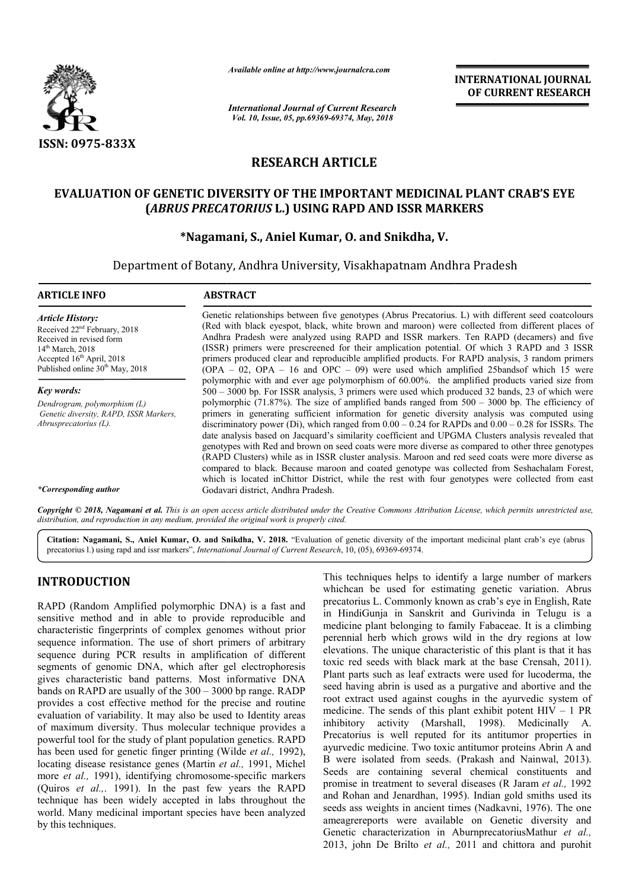# RESEARCH ARTICLE

## EVALUATION OF GENETIC DIVERSITY OF THE IMPORTANT MEDICINAL PLANT CRAB'S EYE (*ABRUS PRECATORIUS* L.) USING RAPD AND ISSR MARKERS

**\*Nagamani, S., Aniel Kumar, O. and Snikdha, V.**

Department of Botany, Andhra University, Visakhapatnam Andhra Pradesh

**ARTICLE INFO**

*Article History:*
Received 22nd February, 2018
Received in revised form
14th March, 2018
Accepted 16th April, 2018
Published online 30th May, 2018

*Key words:*
Dendrogram, polymorphism (L)
Genetic diversity, RAPD, ISSR Markers, Abrusprecatorius (L).

*\*Corresponding author*

**ABSTRACT**

Genetic relationships between five genotypes (Abrus Precatorius. L) with different seed coatcolours (Red with black eyespot, black, white brown and maroon) were collected from different places of Andhra Pradesh were analyzed using RAPD and ISSR markers. Ten RAPD (decamers) and five (ISSR) primers were prescreened for their amplication potential. Of which 3 RAPD and 3 ISSR primers produced clear and reproducible amplified products. For RAPD analysis, 3 random primers (OPA – 02, OPA – 16 and OPC – 09) were used which amplified 25bandsof which 15 were polymorphic with and ever age polymorphism of 60.00%. the amplified products varied size from 500 – 3000 bp. For ISSR analysis, 3 primers were used which produced 32 bands, 23 of which were polymorphic (71.87%). The size of amplified bands ranged from 500 – 3000 bp. The efficiency of primers in generating sufficient information for genetic diversity analysis was computed using discriminatory power (Di), which ranged from 0.00 – 0.24 for RAPDs and 0.00 – 0.28 for ISSRs. The date analysis based on Jacquard's similarity coefficient and UPGMA Clusters analysis revealed that genotypes with Red and brown on seed coats were more diverse as compared to other three genotypes (RAPD Clusters) while as in ISSR cluster analysis. Maroon and red seed coats were more diverse as compared to black. Because maroon and coated genotype was collected from Seshachalam Forest, which is located inChittor District, while the rest with four genotypes were collected from east Godavari district, Andhra Pradesh.

**Copyright © 2018, Nagamani et al.** *This is an open access article distributed under the Creative Commons Attribution License, which permits unrestricted use, distribution, and reproduction in any medium, provided the original work is properly cited.*

**Citation: Nagamani, S., Aniel Kumar, O. and Snikdha, V. 2018.** "Evaluation of genetic diversity of the important medicinal plant crab's eye (abrus precatorius l.) using rapd and issr markers", *International Journal of Current Research*, 10, (05), 69369-69374.

## INTRODUCTION

RAPD (Random Amplified polymorphic DNA) is a fast and sensitive method and in able to provide reproducible and characteristic fingerprints of complex genomes without prior sequence information. The use of short primers of arbitrary sequence during PCR results in amplification of different segments of genomic DNA, which after gel electrophoresis gives characteristic band patterns. Most informative DNA bands on RAPD are usually of the 300 – 3000 bp range. RADP provides a cost effective method for the precise and routine evaluation of variability. It may also be used to Identity areas of maximum diversity. Thus molecular technique provides a powerful tool for the study of plant population genetics. RAPD has been used for genetic finger printing (Wilde *et al.,* 1992), locating disease resistance genes (Martin *et al.,* 1991, Michel more *et al.,* 1991), identifying chromosome-specific markers (Quiros *et al.,*. 1991). In the past few years the RAPD technique has been widely accepted in labs throughout the world. Many medicinal important species have been analyzed by this techniques.

This techniques helps to identify a large number of markers whichcan be used for estimating genetic variation. Abrus precatorius L. Commonly known as crab's eye in English, Rate in HindiGunja in Sanskrit and Gurivinda in Telugu is a medicine plant belonging to family Fabaceae. It is a climbing perennial herb which grows wild in the dry regions at low elevations. The unique characteristic of this plant is that it has toxic red seeds with black mark at the base Crensah, 2011). Plant parts such as leaf extracts were used for lucoderma, the seed having abrin is used as a purgative and abortive and the root extract used against coughs in the ayurvedic system of medicine. The sends of this plant exhibit potent HIV – 1 PR inhibitory activity (Marshall, 1998). Medicinally A. Precatorius is well reputed for its antitumor properties in ayurvedic medicine. Two toxic antitumor proteins Abrin A and B were isolated from seeds. (Prakash and Nainwal, 2013). Seeds are containing several chemical constituents and promise in treatment to several diseases (R Jaram *et al.,* 1992 and Rohan and Jenardhan, 1995). Indian gold smiths used its seeds ass weights in ancient times (Nadkavni, 1976). The one ameagrereports were available on Genetic diversity and Genetic characterization in AburnprecatoriusMathur *et al.,* 2013, john De Brilto *et al.,* 2011 and chittora and purohit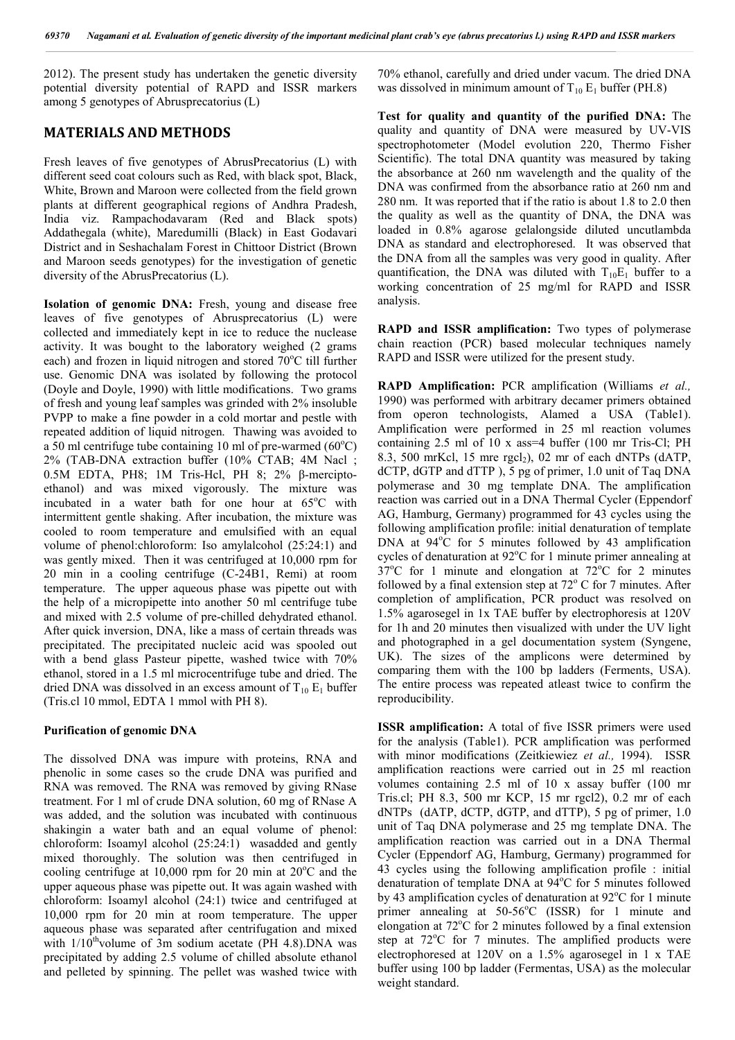2012). The present study has undertaken the genetic diversity potential diversity potential of RAPD and ISSR markers among 5 genotypes of Abrusprecatorius (L)

## MATERIALS AND METHODS

Fresh leaves of five genotypes of AbrusPrecatorius (L) with different seed coat colours such as Red, with black spot, Black, White, Brown and Maroon were collected from the field grown plants at different geographical regions of Andhra Pradesh, India viz. Rampachodavaram (Red and Black spots) Addathegala (white), Maredumilli (Black) in East Godavari District and in Seshachalam Forest in Chittoor District (Brown and Maroon seeds genotypes) for the investigation of genetic diversity of the AbrusPrecatorius (L).

**Isolation of genomic DNA:** Fresh, young and disease free leaves of five genotypes of Abrusprecatorius (L) were collected and immediately kept in ice to reduce the nuclease activity. It was bought to the laboratory weighed (2 grams each) and frozen in liquid nitrogen and stored 70°C till further use. Genomic DNA was isolated by following the protocol (Doyle and Doyle, 1990) with little modifications. Two grams of fresh and young leaf samples was grinded with 2% insoluble PVPP to make a fine powder in a cold mortar and pestle with repeated addition of liquid nitrogen. Thawing was avoided to a 50 ml centrifuge tube containing 10 ml of pre-warmed (60°C) 2% (TAB-DNA extraction buffer (10% CTAB; 4M Nacl ; 0.5M EDTA, PH8; 1M Tris-Hcl, PH 8; 2% β-mercipto-ethanol) and was mixed vigorously. The mixture was incubated in a water bath for one hour at 65°C with intermittent gentle shaking. After incubation, the mixture was cooled to room temperature and emulsified with an equal volume of phenol:chloroform: Iso amylalcohol (25:24:1) and was gently mixed. Then it was centrifuged at 10,000 rpm for 20 min in a cooling centrifuge (C-24B1, Remi) at room temperature. The upper aqueous phase was pipette out with the help of a micropipette into another 50 ml centrifuge tube and mixed with 2.5 volume of pre-chilled dehydrated ethanol. After quick inversion, DNA, like a mass of certain threads was precipitated. The precipitated nucleic acid was spooled out with a bend glass Pasteur pipette, washed twice with 70% ethanol, stored in a 1.5 ml microcentrifuge tube and dried. The dried DNA was dissolved in an excess amount of $T_{10}$ $E_1$ buffer (Tris.cl 10 mmol, EDTA 1 mmol with PH 8).

**Purification of genomic DNA**

The dissolved DNA was impure with proteins, RNA and phenolic in some cases so the crude DNA was purified and RNA was removed. The RNA was removed by giving RNase treatment. For 1 ml of crude DNA solution, 60 mg of RNase A was added, and the solution was incubated with continuous shakingin a water bath and an equal volume of phenol: chloroform: Isoamyl alcohol (25:24:1) wasadded and gently mixed thoroughly. The solution was then centrifuged in cooling centrifuge at 10,000 rpm for 20 min at 20°C and the upper aqueous phase was pipette out. It was again washed with chloroform: Isoamyl alcohol (24:1) twice and centrifuged at 10,000 rpm for 20 min at room temperature. The upper aqueous phase was separated after centrifugation and mixed with 1/10$^{th}$volume of 3m sodium acetate (PH 4.8).DNA was precipitated by adding 2.5 volume of chilled absolute ethanol and pelleted by spinning. The pellet was washed twice with 70% ethanol, carefully and dried under vacum. The dried DNA was dissolved in minimum amount of $T_{10}$ $E_1$ buffer (PH.8)

**Test for quality and quantity of the purified DNA:** The quality and quantity of DNA were measured by UV-VIS spectrophotometer (Model evolution 220, Thermo Fisher Scientific). The total DNA quantity was measured by taking the absorbance at 260 nm wavelength and the quality of the DNA was confirmed from the absorbance ratio at 260 nm and 280 nm. It was reported that if the ratio is about 1.8 to 2.0 then the quality as well as the quantity of DNA, the DNA was loaded in 0.8% agarose gelalongside diluted uncutlambda DNA as standard and electrophoresed. It was observed that the DNA from all the samples was very good in quality. After quantification, the DNA was diluted with $T_{10}E_1$ buffer to a working concentration of 25 mg/ml for RAPD and ISSR analysis.

**RAPD and ISSR amplification:** Two types of polymerase chain reaction (PCR) based molecular techniques namely RAPD and ISSR were utilized for the present study.

**RAPD Amplification:** PCR amplification (Williams *et al.,* 1990) was performed with arbitrary decamer primers obtained from operon technologists, Alamed a USA (Table1). Amplification were performed in 25 ml reaction volumes containing 2.5 ml of 10 x ass=4 buffer (100 mr Tris-Cl; PH 8.3, 500 mrKcl, 15 mre rgcl$_2$), 02 mr of each dNTPs (dATP, dCTP, dGTP and dTTP ), 5 pg of primer, 1.0 unit of Taq DNA polymerase and 30 mg template DNA. The amplification reaction was carried out in a DNA Thermal Cycler (Eppendorf AG, Hamburg, Germany) programmed for 43 cycles using the following amplification profile: initial denaturation of template DNA at 94°C for 5 minutes followed by 43 amplification cycles of denaturation at 92°C for 1 minute primer annealing at 37°C for 1 minute and elongation at 72°C for 2 minutes followed by a final extension step at 72° C for 7 minutes. After completion of amplification, PCR product was resolved on 1.5% agarosegel in 1x TAE buffer by electrophoresis at 120V for 1h and 20 minutes then visualized with under the UV light and photographed in a gel documentation system (Syngene, UK). The sizes of the amplicons were determined by comparing them with the 100 bp ladders (Ferments, USA). The entire process was repeated atleast twice to confirm the reproducibility.

**ISSR amplification:** A total of five ISSR primers were used for the analysis (Table1). PCR amplification was performed with minor modifications (Zeitkiewiez *et al.,* 1994). ISSR amplification reactions were carried out in 25 ml reaction volumes containing 2.5 ml of 10 x assay buffer (100 mr Tris.cl; PH 8.3, 500 mr KCP, 15 mr rgcl2), 0.2 mr of each dNTPs (dATP, dCTP, dGTP, and dTTP), 5 pg of primer, 1.0 unit of Taq DNA polymerase and 25 mg template DNA. The amplification reaction was carried out in a DNA Thermal Cycler (Eppendorf AG, Hamburg, Germany) programmed for 43 cycles using the following amplification profile : initial denaturation of template DNA at 94°C for 5 minutes followed by 43 amplification cycles of denaturation at 92°C for 1 minute primer annealing at 50-56°C (ISSR) for 1 minute and elongation at 72°C for 2 minutes followed by a final extension step at 72°C for 7 minutes. The amplified products were electrophoresed at 120V on a 1.5% agarosegel in 1 x TAE buffer using 100 bp ladder (Fermentas, USA) as the molecular weight standard.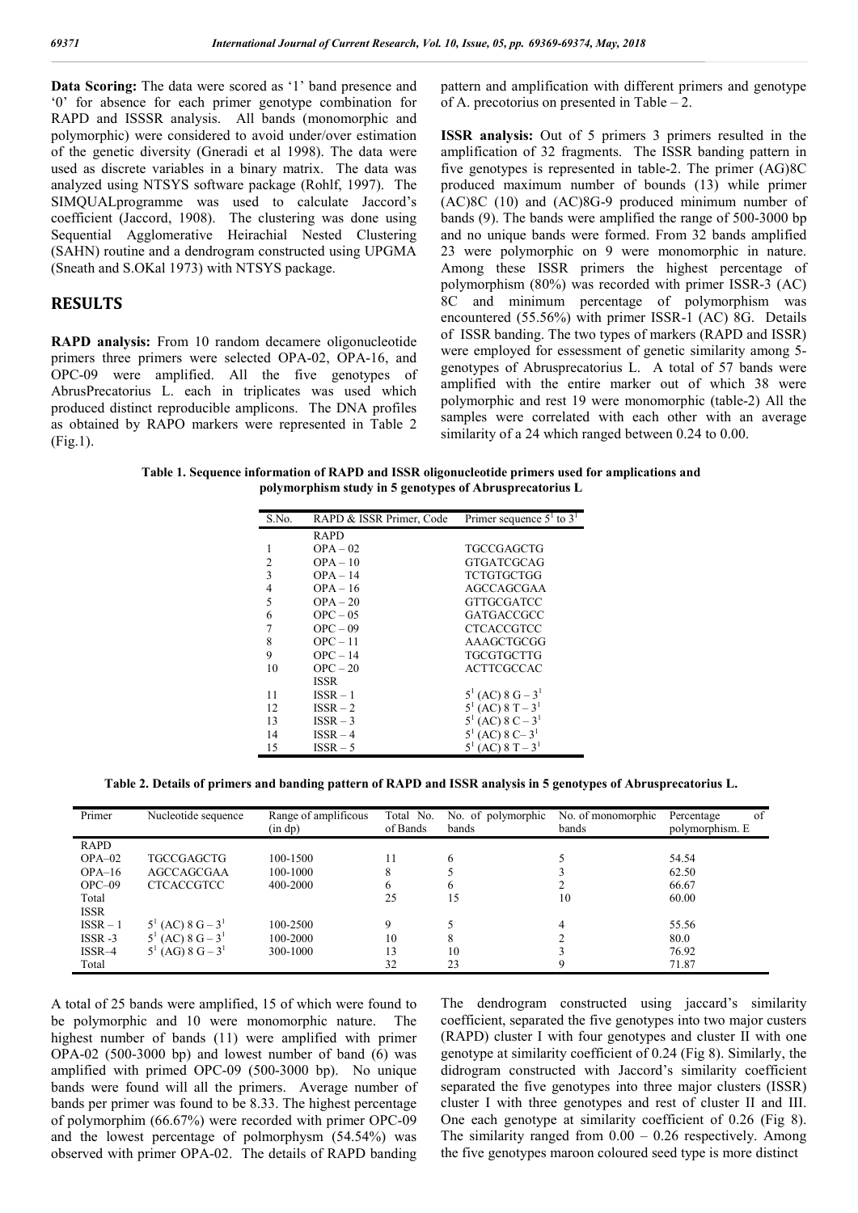**Data Scoring:** The data were scored as '1' band presence and '0' for absence for each primer genotype combination for RAPD and ISSSR analysis. All bands (monomorphic and polymorphic) were considered to avoid under/over estimation of the genetic diversity (Gneradi et al 1998). The data were used as discrete variables in a binary matrix. The data was analyzed using NTSYS software package (Rohlf, 1997). The SIMQUALprogramme was used to calculate Jaccord's coefficient (Jaccord, 1908). The clustering was done using Sequential Agglomerative Heirachial Nested Clustering (SAHN) routine and a dendrogram constructed using UPGMA (Sneath and S.OKal 1973) with NTSYS package.

## RESULTS

**RAPD analysis:** From 10 random decamere oligonucleotide primers three primers were selected OPA-02, OPA-16, and OPC-09 were amplified. All the five genotypes of AbrusPrecatorius L. each in triplicates was used which produced distinct reproducible amplicons. The DNA profiles as obtained by RAPO markers were represented in Table 2 (Fig.1).

A total of 25 bands were amplified, 15 of which were found to be polymorphic and 10 were monomorphic nature. The highest number of bands (11) were amplified with primer OPA-02 (500-3000 bp) and lowest number of band (6) was amplified with primed OPC-09 (500-3000 bp). No unique bands were found will all the primers. Average number of bands per primer was found to be 8.33. The highest percentage of polymorphim (66.67%) were recorded with primer OPC-09 and the lowest percentage of polmorphysm (54.54%) was observed with primer OPA-02. The details of RAPD banding pattern and amplification with different primers and genotype of A. precotorius on presented in Table – 2.

**ISSR analysis:** Out of 5 primers 3 primers resulted in the amplification of 32 fragments. The ISSR banding pattern in five genotypes is represented in table-2. The primer (AG)8C produced maximum number of bounds (13) while primer (AC)8C (10) and (AC)8G-9 produced minimum number of bands (9). The bands were amplified the range of 500-3000 bp and no unique bands were formed. From 32 bands amplified 23 were polymorphic on 9 were monomorphic in nature. Among these ISSR primers the highest percentage of polymorphism (80%) was recorded with primer ISSR-3 (AC) 8C and minimum percentage of polymorphism was encountered (55.56%) with primer ISSR-1 (AC) 8G. Details of ISSR banding. The two types of markers (RAPD and ISSR) were employed for essessment of genetic similarity among 5-genotypes of Abrusprecatorius L. A total of 57 bands were amplified with the entire marker out of which 38 were polymorphic and rest 19 were monomorphic (table-2) All the samples were correlated with each other with an average similarity of a 24 which ranged between 0.24 to 0.00.

**Table 1. Sequence information of RAPD and ISSR oligonucleotide primers used for amplications and polymorphism study in 5 genotypes of Abrusprecatorius L**

| S.No. | RAPD & ISSR Primer, Code | Primer sequence 5[1] to 3[1] |
|---|---|---|
| | RAPD | |
| 1 | OPA – 02 | TGCCGAGCTG |
| 2 | OPA – 10 | GTGATCGCAG |
| 3 | OPA – 14 | TCTGTGCTGG |
| 4 | OPA – 16 | AGCCAGCGAA |
| 5 | OPA – 20 | GTTGCGATCC |
| 6 | OPC – 05 | GATGACCGCC |
| 7 | OPC – 09 | CTCACCGTCC |
| 8 | OPC – 11 | AAAGCTGCGG |
| 9 | OPC – 14 | TGCGTGCTTG |
| 10 | OPC – 20 | ACTTCGCCAC |
| | ISSR | |
| 11 | ISSR – 1 | 5[1] (AC) 8 G – 3[1] |
| 12 | ISSR – 2 | 5[1] (AC) 8 T – 3[1] |
| 13 | ISSR – 3 | 5[1] (AC) 8 C – 3[1] |
| 14 | ISSR – 4 | 5[1] (AC) 8 C– 3[1] |
| 15 | ISSR – 5 | 5[1] (AC) 8 T – 3[1] |

**Table 2. Details of primers and banding pattern of RAPD and ISSR analysis in 5 genotypes of Abrusprecatorius L.**

| Primer | Nucleotide sequence | Range of amplificous (in dp) | Total No. of Bands | No. of polymorphic bands | No. of monomorphic bands | Percentage of polymorphism. E |
|---|---|---|---|---|---|---|
| RAPD | | | | | | |
| OPA–02 | TGCCGAGCTG | 100-1500 | 11 | 6 | 5 | 54.54 |
| OPA–16 | AGCCAGCGAA | 100-1000 | 8 | 5 | 3 | 62.50 |
| OPC–09 | CTCACCGTCC | 400-2000 | 6 | 6 | 2 | 66.67 |
| Total | | | 25 | 15 | 10 | 60.00 |
| ISSR | | | | | | |
| ISSR – 1 | 5[1] (AC) 8 G – 3[1] | 100-2500 | 9 | 5 | 4 | 55.56 |
| ISSR -3 | 5[1] (AC) 8 G – 3[1] | 100-2000 | 10 | 8 | 2 | 80.0 |
| ISSR–4 | 5[1] (AG) 8 G – 3[1] | 300-1000 | 13 | 10 | 3 | 76.92 |
| Total | | | 32 | 23 | 9 | 71.87 |

The dendrogram constructed using jaccard's similarity coefficient, separated the five genotypes into two major custers (RAPD) cluster I with four genotypes and cluster II with one genotype at similarity coefficient of 0.24 (Fig 8). Similarly, the didrogram constructed with Jaccord's similarity coefficient separated the five genotypes into three major clusters (ISSR) cluster I with three genotypes and rest of cluster II and III. One each genotype at similarity coefficient of 0.26 (Fig 8). The similarity ranged from 0.00 – 0.26 respectively. Among the five genotypes maroon coloured seed type is more distinct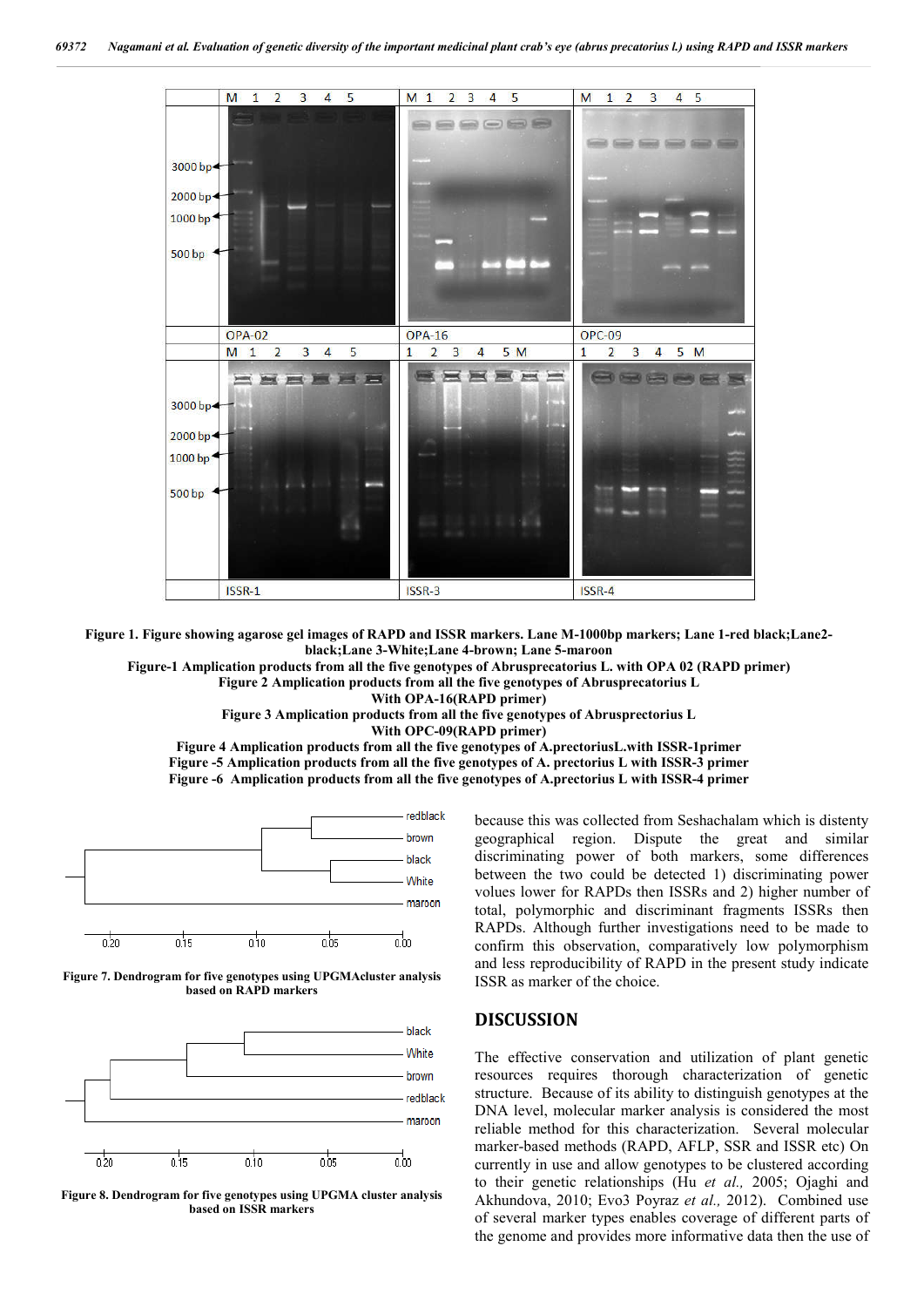**Figure 1. Figure showing agarose gel images of RAPD and ISSR markers. Lane M-1000bp markers; Lane 1-red black;Lane2-black;Lane 3-White;Lane 4-brown; Lane 5-maroon**

**Figure-1 Amplication products from all the five genotypes of Abrusprecatorius L. with OPA 02 (RAPD primer)**

**Figure 2 Amplication products from all the five genotypes of Abrusprecatorius L With OPA-16(RAPD primer)**

**Figure 3 Amplication products from all the five genotypes of Abrusprectorius L With OPC-09(RAPD primer)**

**Figure 4 Amplication products from all the five genotypes of A.prectoriusL.with ISSR-1primer**

**Figure -5 Amplication products from all the five genotypes of A. prectorius L with ISSR-3 primer**

**Figure -6 Amplication products from all the five genotypes of A.prectorius L with ISSR-4 primer**

**Figure 7. Dendrogram for five genotypes using UPGMAcluster analysis based on RAPD markers**

**Figure 8. Dendrogram for five genotypes using UPGMA cluster analysis based on ISSR markers**

because this was collected from Seshachalam which is distenty geographical region. Dispute the great and similar discriminating power of both markers, some differences between the two could be detected 1) discriminating power volues lower for RAPDs then ISSRs and 2) higher number of total, polymorphic and discriminant fragments ISSRs then RAPDs. Although further investigations need to be made to confirm this observation, comparatively low polymorphism and less reproducibility of RAPD in the present study indicate ISSR as marker of the choice.

## DISCUSSION

The effective conservation and utilization of plant genetic resources requires thorough characterization of genetic structure. Because of its ability to distinguish genotypes at the DNA level, molecular marker analysis is considered the most reliable method for this characterization. Several molecular marker-based methods (RAPD, AFLP, SSR and ISSR etc) On currently in use and allow genotypes to be clustered according to their genetic relationships (Hu *et al.,* 2005; Ojaghi and Akhundova, 2010; Evo3 Poyraz *et al.,* 2012). Combined use of several marker types enables coverage of different parts of the genome and provides more informative data then the use of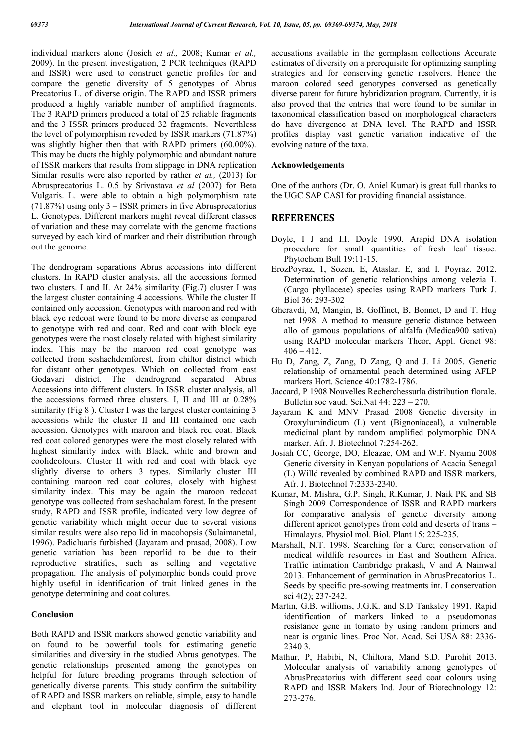individual markers alone (Josich *et al.,* 2008; Kumar *et al.,* 2009). In the present investigation, 2 PCR techniques (RAPD and ISSR) were used to construct genetic profiles for and compare the genetic diversity of 5 genotypes of Abrus Precatorius L. of diverse origin. The RAPD and ISSR primers produced a highly variable number of amplified fragments. The 3 RAPD primers produced a total of 25 reliable fragments and the 3 ISSR primers produced 32 fragments. Neverthless the level of polymorphism reveded by ISSR markers (71.87%) was slightly higher then that with RAPD primers (60.00%). This may be ducts the highly polymorphic and abundant nature of ISSR markers that results from slippage in DNA replication Similar results were also reported by rather *et al.,* (2013) for Abrusprecatorius L. 0.5 by Srivastava *et al* (2007) for Beta Vulgaris. L. were able to obtain a high polymorphism rate (71.87%) using only 3 – ISSR primers in five Abrusprecatorius L. Genotypes. Different markers might reveal different classes of variation and these may correlate with the genome fractions surveyed by each kind of marker and their distribution through out the genome.

The dendrogram separations Abrus accessions into different clusters. In RAPD cluster analysis, all the accessions formed two clusters. I and II. At 24% similarity (Fig.7) cluster I was the largest cluster containing 4 accessions. While the cluster II contained only accession. Genotypes with maroon and red with black eye redcoat were found to be more diverse as compared to genotype with red and coat. Red and coat with block eye genotypes were the most closely related with highest similarity index. This may be the maroon red coat genotype was collected from seshachdemforest, from chiltor district which for distant other genotypes. Which on collected from east Godavari district. The dendrogrend separated Abrus Accessions into different clusters. In ISSR cluster analysis, all the accessions formed three clusters. I, II and III at 0.28% similarity (Fig 8 ). Cluster I was the largest cluster containing 3 accessions while the cluster II and III contained one each accession. Genotypes with maroon and black red coat. Black red coat colored genotypes were the most closely related with highest similarity index with Black, white and brown and coolidcolours. Cluster II with red and coat with black eye slightly diverse to others 3 types. Similarly cluster III containing maroon red coat colures, closely with highest similarity index. This may be again the maroon redcoat genotype was collected from seshachalam forest. In the present study, RAPD and ISSR profile, indicated very low degree of genetic variability which might occur due to several visions similar results were also repo lid in macohopsis (Sulaimanetal, 1996). Padicluaris furbished (Jayaram and prasad, 2008). Low genetic variation has been reporlid to be due to their reproductive stratifies, such as selling and vegetative propagation. The analysis of polymorphic bonds could prove highly useful in identification of trait linked genes in the genotype determining and coat colures.

### Conclusion

Both RAPD and ISSR markers showed genetic variability and on found to be powerful tools for estimating genetic similarities and diversity in the studied Abrus genotypes. The genetic relationships presented among the genotypes on helpful for future breeding programs through selection of genetically diverse parents. This study confirm the suitability of RAPD and ISSR markers on reliable, simple, easy to handle and elephant tool in molecular diagnosis of different accusations available in the germplasm collections Accurate estimates of diversity on a prerequisite for optimizing sampling strategies and for conserving genetic resolvers. Hence the maroon colored seed genotypes conversed as genetically diverse parent for future hybridization program. Currently, it is also proved that the entries that were found to be similar in taxonomical classification based on morphological characters do have divergence at DNA level. The RAPD and ISSR profiles display vast genetic variation indicative of the evolving nature of the taxa.

### Acknowledgements

One of the authors (Dr. O. Aniel Kumar) is great full thanks to the UGC SAP CASI for providing financial assistance.

## REFERENCES

- Doyle, I J and I.I. Doyle 1990. Arapid DNA isolation procedure for small quantities of fresh leaf tissue. Phytochem Bull 19:11-15.
- ErozPoyraz, 1, Sozen, E, Ataslar. E, and I. Poyraz. 2012. Determination of genetic relationships among velezia L (Cargo phyllaceae) species using RAPD markers Turk J. Biol 36: 293-302
- Gheravdi, M, Mangin, B, Goffinet, B, Bonnet, D and T. Hug net 1998. A method to measure genetic distance between allo of gamous populations of alfalfa (Medica900 sativa) using RAPD molecular markers Theor, Appl. Genet 98: 406 – 412.
- Hu D, Zang, Z, Zang, D Zang, Q and J. Li 2005. Genetic relationship of ornamental peach determined using AFLP markers Hort. Science 40:1782-1786.
- Jaccard, P 1908 Nouvelles Recherchessurla distribution florale. Bulletin soc vaud. Sci.Nat 44: 223 – 270.
- Jayaram K and MNV Prasad 2008 Genetic diversity in Oroxylumindicum (L) vent (Bignoniaceal), a vulnerable medicinal plant by random amplified polymorphic DNA marker. Afr. J. Biotechnol 7:254-262.
- Josiah CC, George, DO, Eleazae, OM and W.F. Nyamu 2008 Genetic diversity in Kenyan populations of Acacia Senegal (L) Willd revealed by combined RAPD and ISSR markers, Afr. J. Biotechnol 7:2333-2340.
- Kumar, M. Mishra, G.P. Singh, R.Kumar, J. Naik PK and SB Singh 2009 Correspondence of ISSR and RAPD markers for comparative analysis of genetic diversity among different apricot genotypes from cold and deserts of trans – Himalayas. Physiol mol. Biol. Plant 15: 225-235.
- Marshall, N.T. 1998. Searching for a Cure; conservation of medical wildlife resources in East and Southern Africa. Traffic intimation Cambridge prakash, V and A Nainwal 2013. Enhancement of germination in AbrusPrecatorius L. Seeds by specific pre-sowing treatments int. I conservation sci 4(2); 237-242.
- Martin, G.B. willioms, J.G.K. and S.D Tanksley 1991. Rapid identification of markers linked to a pseudomonas resistance gene in tomato by using random primers and near is organic lines. Proc Not. Acad. Sci USA 88: 2336-2340 3.
- Mathur, P, Habibi, N, Chiltora, Mand S.D. Purohit 2013. Molecular analysis of variability among genotypes of AbrusPrecatorius with different seed coat colours using RAPD and ISSR Makers Ind. Jour of Biotechnology 12: 273-276.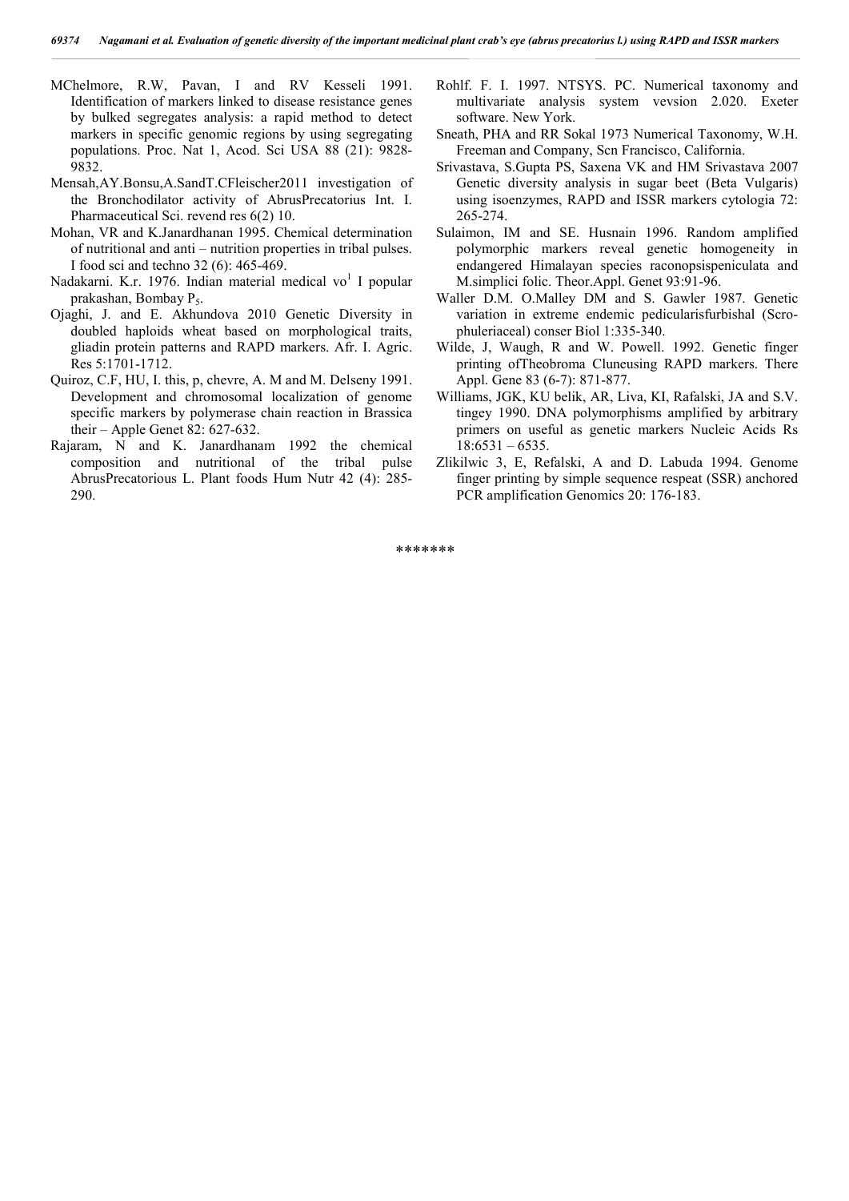MChelmore, R.W, Pavan, I and RV Kesseli 1991. Identification of markers linked to disease resistance genes by bulked segregates analysis: a rapid method to detect markers in specific genomic regions by using segregating populations. Proc. Nat 1, Acod. Sci USA 88 (21): 9828-9832.

Mensah,AY.Bonsu,A.SandT.CFleischer2011 investigation of the Bronchodilator activity of AbrusPrecatorius Int. I. Pharmaceutical Sci. revend res 6(2) 10.

Mohan, VR and K.Janardhanan 1995. Chemical determination of nutritional and anti – nutrition properties in tribal pulses. I food sci and techno 32 (6): 465-469.

Nadakarni. K.r. 1976. Indian material medical vo[1] I popular prakashan, Bombay $P_5$.

Ojaghi, J. and E. Akhundova 2010 Genetic Diversity in doubled haploids wheat based on morphological traits, gliadin protein patterns and RAPD markers. Afr. I. Agric. Res 5:1701-1712.

Quiroz, C.F, HU, I. this, p, chevre, A. M and M. Delseny 1991. Development and chromosomal localization of genome specific markers by polymerase chain reaction in Brassica their – Apple Genet 82: 627-632.

Rajaram, N and K. Janardhanam 1992 the chemical composition and nutritional of the tribal pulse AbrusPrecatorious L. Plant foods Hum Nutr 42 (4): 285-290.

Rohlf. F. I. 1997. NTSYS. PC. Numerical taxonomy and multivariate analysis system vevsion 2.020. Exeter software. New York.

Sneath, PHA and RR Sokal 1973 Numerical Taxonomy, W.H. Freeman and Company, Scn Francisco, California.

Srivastava, S.Gupta PS, Saxena VK and HM Srivastava 2007 Genetic diversity analysis in sugar beet (Beta Vulgaris) using isoenzymes, RAPD and ISSR markers cytologia 72: 265-274.

Sulaimon, IM and SE. Husnain 1996. Random amplified polymorphic markers reveal genetic homogeneity in endangered Himalayan species raconopsispeniculata and M.simplici folic. Theor.Appl. Genet 93:91-96.

Waller D.M. O.Malley DM and S. Gawler 1987. Genetic variation in extreme endemic pedicularisfurbishal (Scrophuleriaceal) conser Biol 1:335-340.

Wilde, J, Waugh, R and W. Powell. 1992. Genetic finger printing ofTheobroma Cluneusing RAPD markers. There Appl. Gene 83 (6-7): 871-877.

Williams, JGK, KU belik, AR, Liva, KI, Rafalski, JA and S.V. tingey 1990. DNA polymorphisms amplified by arbitrary primers on useful as genetic markers Nucleic Acids Rs 18:6531 – 6535.

Zlikilwic 3, E, Refalski, A and D. Labuda 1994. Genome finger printing by simple sequence respeat (SSR) anchored PCR amplification Genomics 20: 176-183.

*******